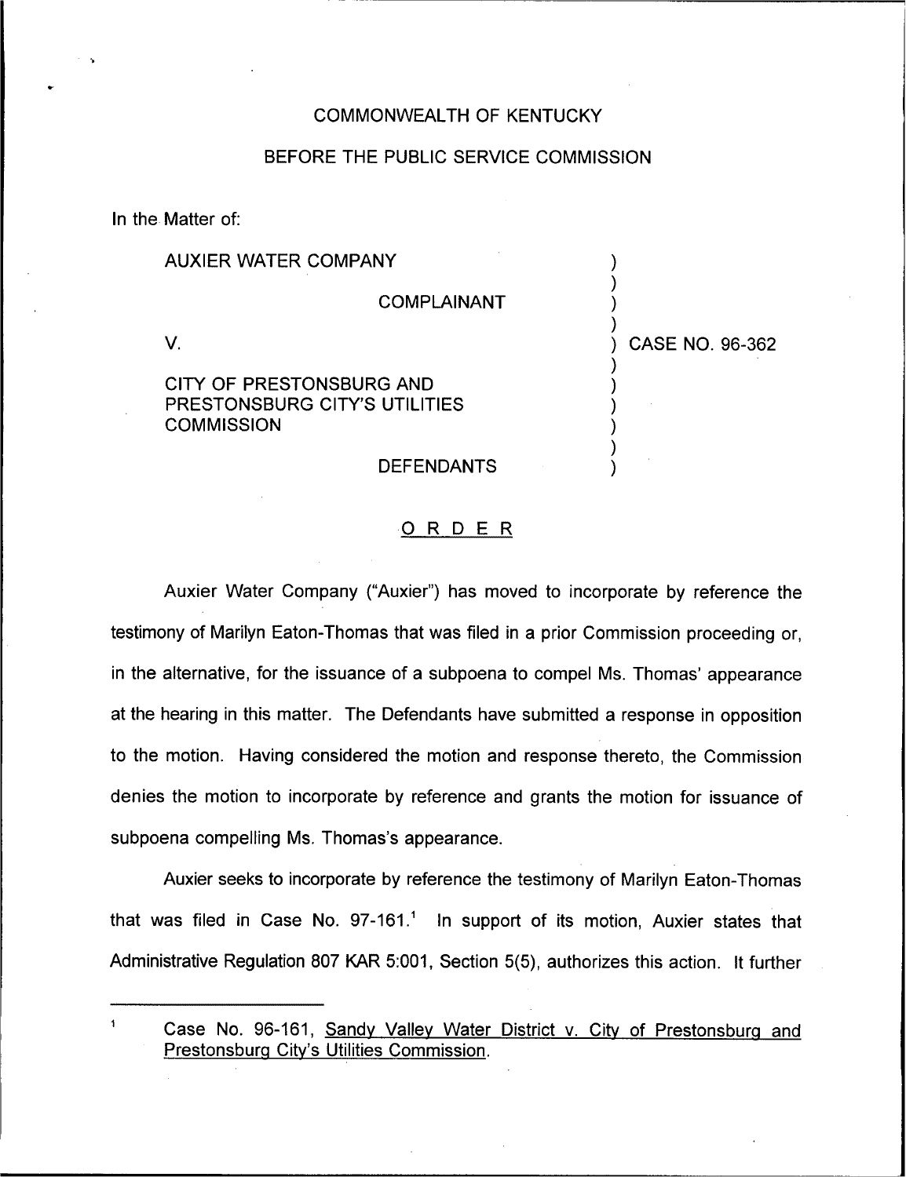COMMONWEALTH OF KENTUCKY

BEFORE THE PUBLIC SERVICE COMMISSION

In the Matter of:

| | |
|---|---|
| AUXIER WATER COMPANY<br><br>COMPLAINANT<br><br>V.<br><br>CITY OF PRESTONSBURG AND PRESTONSBURG CITY'S UTILITIES COMMISSION<br><br>DEFENDANTS | CASE NO. 96-362 |

## ORDER

Auxier Water Company ("Auxier") has moved to incorporate by reference the testimony of Marilyn Eaton-Thomas that was filed in a prior Commission proceeding or, in the alternative, for the issuance of a subpoena to compel Ms. Thomas' appearance at the hearing in this matter. The Defendants have submitted a response in opposition to the motion. Having considered the motion and response thereto, the Commission denies the motion to incorporate by reference and grants the motion for issuance of subpoena compelling Ms. Thomas's appearance.

Auxier seeks to incorporate by reference the testimony of Marilyn Eaton-Thomas that was filed in Case No. 97-161.[1] In support of its motion, Auxier states that Administrative Regulation 807 KAR 5:001, Section 5(5), authorizes this action. It further

---

[1] Case No. 96-161, Sandy Valley Water District v. City of Prestonsburg and Prestonsburg City's Utilities Commission.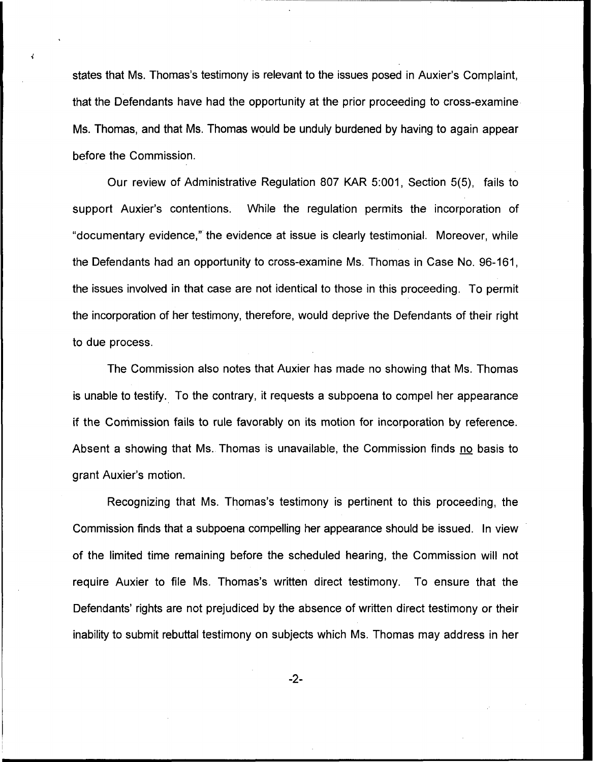states that Ms. Thomas's testimony is relevant to the issues posed in Auxier's Complaint, that the Defendants have had the opportunity at the prior proceeding to cross-examine Ms. Thomas, and that Ms. Thomas would be unduly burdened by having to again appear before the Commission.

Our review of Administrative Regulation 807 KAR 5:001, Section 5(5), fails to support Auxier's contentions. While the regulation permits the incorporation of "documentary evidence," the evidence at issue is clearly testimonial. Moreover, while the Defendants had an opportunity to cross-examine Ms. Thomas in Case No. 96-161, the issues involved in that case are not identical to those in this proceeding. To permit the incorporation of her testimony, therefore, would deprive the Defendants of their right to due process.

The Commission also notes that Auxier has made no showing that Ms. Thomas is unable to testify. To the contrary, it requests a subpoena to compel her appearance if the Commission fails to rule favorably on its motion for incorporation by reference. Absent a showing that Ms. Thomas is unavailable, the Commission finds no basis to grant Auxier's motion.

Recognizing that Ms. Thomas's testimony is pertinent to this proceeding, the Commission finds that a subpoena compelling her appearance should be issued. In view of the limited time remaining before the scheduled hearing, the Commission will not require Auxier to file Ms. Thomas's written direct testimony. To ensure that the Defendants' rights are not prejudiced by the absence of written direct testimony or their inability to submit rebuttal testimony on subjects which Ms. Thomas may address in her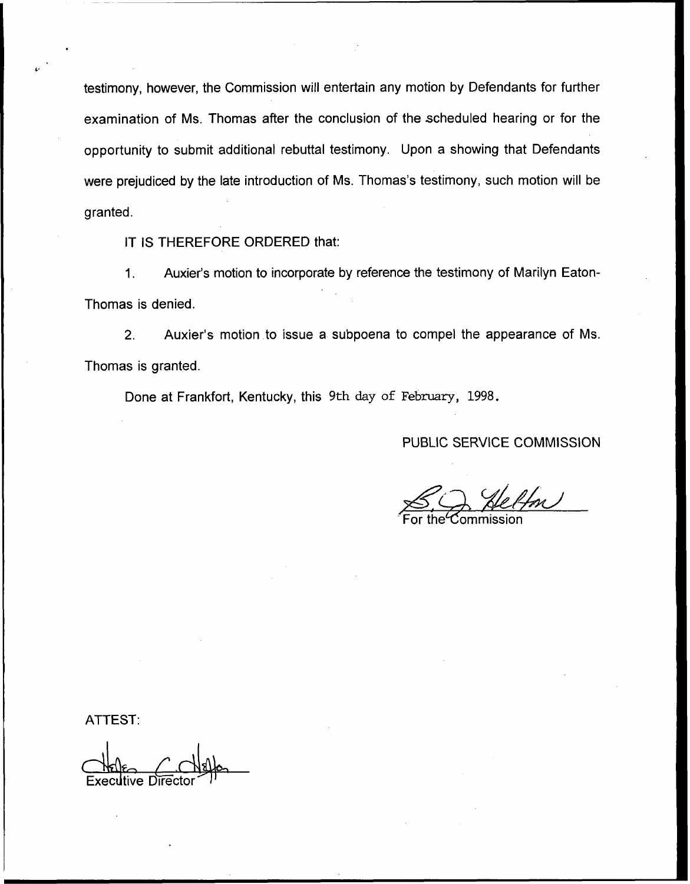testimony, however, the Commission will entertain any motion by Defendants for further examination of Ms. Thomas after the conclusion of the scheduled hearing or for the opportunity to submit additional rebuttal testimony. Upon a showing that Defendants were prejudiced by the late introduction of Ms. Thomas's testimony, such motion will be granted.

IT IS THEREFORE ORDERED that:

1. Auxier's motion to incorporate by reference the testimony of Marilyn Eaton-Thomas is denied.

2. Auxier's motion to issue a subpoena to compel the appearance of Ms. Thomas is granted.

Done at Frankfort, Kentucky, this 9th day of February, 1998.

PUBLIC SERVICE COMMISSION

For the Commission

ATTEST:

Executive Director